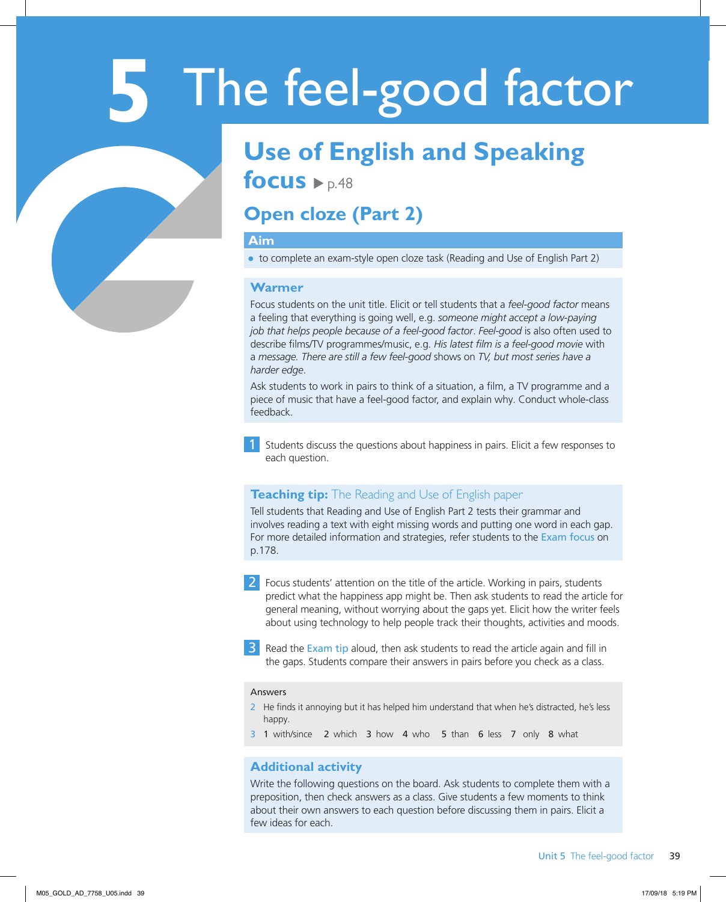# 5 The feel-good factor

## Use of English and Speaking focus ▶ p.48

### Open cloze (Part 2)

**Aim**

- to complete an exam-style open cloze task (Reading and Use of English Part 2)

**Warmer**

Focus students on the unit title. Elicit or tell students that a *feel-good factor* means a feeling that everything is going well, e.g. *someone might accept a low-paying job that helps people because of a feel-good factor*. *Feel-good* is also often used to describe films/TV programmes/music, e.g. *His latest film is a feel-good movie* with a *message. There are still a few feel-good* shows on *TV, but most series have a harder edge*.

Ask students to work in pairs to think of a situation, a film, a TV programme and a piece of music that have a feel-good factor, and explain why. Conduct whole-class feedback.

**1** Students discuss the questions about happiness in pairs. Elicit a few responses to each question.

**Teaching tip:** The Reading and Use of English paper

Tell students that Reading and Use of English Part 2 tests their grammar and involves reading a text with eight missing words and putting one word in each gap. For more detailed information and strategies, refer students to the Exam focus on p.178.

**2** Focus students' attention on the title of the article. Working in pairs, students predict what the happiness app might be. Then ask students to read the article for general meaning, without worrying about the gaps yet. Elicit how the writer feels about using technology to help people track their thoughts, activities and moods.

**3** Read the Exam tip aloud, then ask students to read the article again and fill in the gaps. Students compare their answers in pairs before you check as a class.

**Answers**

2 He finds it annoying but it has helped him understand that when he's distracted, he's less happy.

3 **1** with/since **2** which **3** how **4** who **5** than **6** less **7** only **8** what

**Additional activity**

Write the following questions on the board. Ask students to complete them with a preposition, then check answers as a class. Give students a few moments to think about their own answers to each question before discussing them in pairs. Elicit a few ideas for each.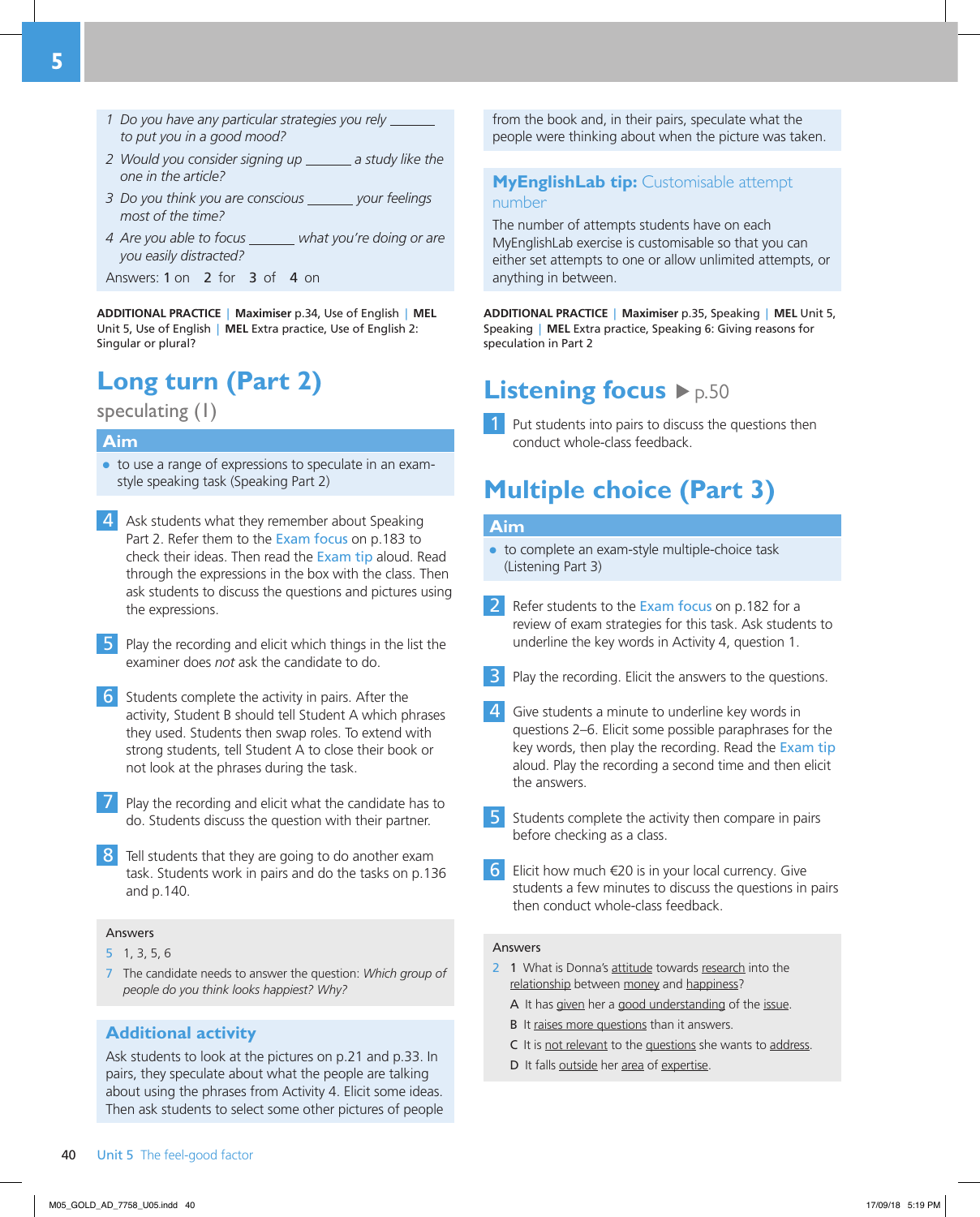1 *Do you have any particular strategies you rely _______ to put you in a good mood?*

2 *Would you consider signing up _______ a study like the one in the article?*

3 *Do you think you are conscious _______ your feelings most of the time?*

4 *Are you able to focus _______ what you're doing or are you easily distracted?*

Answers: 1 on  2 for  3 of  4 on

**ADDITIONAL PRACTICE** | **Maximiser** p.34, Use of English | **MEL** Unit 5, Use of English | **MEL** Extra practice, Use of English 2: Singular or plural?

## Long turn (Part 2)

### speculating (1)

**Aim**

- to use a range of expressions to speculate in an exam-style speaking task (Speaking Part 2)

**4** Ask students what they remember about Speaking Part 2. Refer them to the Exam focus on p.183 to check their ideas. Then read the Exam tip aloud. Read through the expressions in the box with the class. Then ask students to discuss the questions and pictures using the expressions.

**5** Play the recording and elicit which things in the list the examiner does *not* ask the candidate to do.

**6** Students complete the activity in pairs. After the activity, Student B should tell Student A which phrases they used. Students then swap roles. To extend with strong students, tell Student A to close their book or not look at the phrases during the task.

**7** Play the recording and elicit what the candidate has to do. Students discuss the question with their partner.

**8** Tell students that they are going to do another exam task. Students work in pairs and do the tasks on p.136 and p.140.

Answers

5  1, 3, 5, 6

7  The candidate needs to answer the question: *Which group of people do you think looks happiest? Why?*

### Additional activity

Ask students to look at the pictures on p.21 and p.33. In pairs, they speculate about what the people are talking about using the phrases from Activity 4. Elicit some ideas. Then ask students to select some other pictures of people from the book and, in their pairs, speculate what the people were thinking about when the picture was taken.

### MyEnglishLab tip: Customisable attempt number

The number of attempts students have on each MyEnglishLab exercise is customisable so that you can either set attempts to one or allow unlimited attempts, or anything in between.

**ADDITIONAL PRACTICE** | **Maximiser** p.35, Speaking | **MEL** Unit 5, Speaking | **MEL** Extra practice, Speaking 6: Giving reasons for speculation in Part 2

## Listening focus ▶ p.50

**1** Put students into pairs to discuss the questions then conduct whole-class feedback.

## Multiple choice (Part 3)

**Aim**

- to complete an exam-style multiple-choice task (Listening Part 3)

**2** Refer students to the Exam focus on p.182 for a review of exam strategies for this task. Ask students to underline the key words in Activity 4, question 1.

**3** Play the recording. Elicit the answers to the questions.

**4** Give students a minute to underline key words in questions 2–6. Elicit some possible paraphrases for the key words, then play the recording. Read the Exam tip aloud. Play the recording a second time and then elicit the answers.

**5** Students complete the activity then compare in pairs before checking as a class.

**6** Elicit how much €20 is in your local currency. Give students a few minutes to discuss the questions in pairs then conduct whole-class feedback.

Answers

2  1 What is Donna's <u>attitude</u> towards <u>research</u> into the <u>relationship</u> between <u>money</u> and <u>happiness</u>?

A It has <u>given</u> her a <u>good understanding</u> of the <u>issue</u>.

B It <u>raises more questions</u> than it answers.

C It is <u>not relevant</u> to the <u>questions</u> she wants to <u>address</u>.

D It falls <u>outside</u> her <u>area</u> of <u>expertise</u>.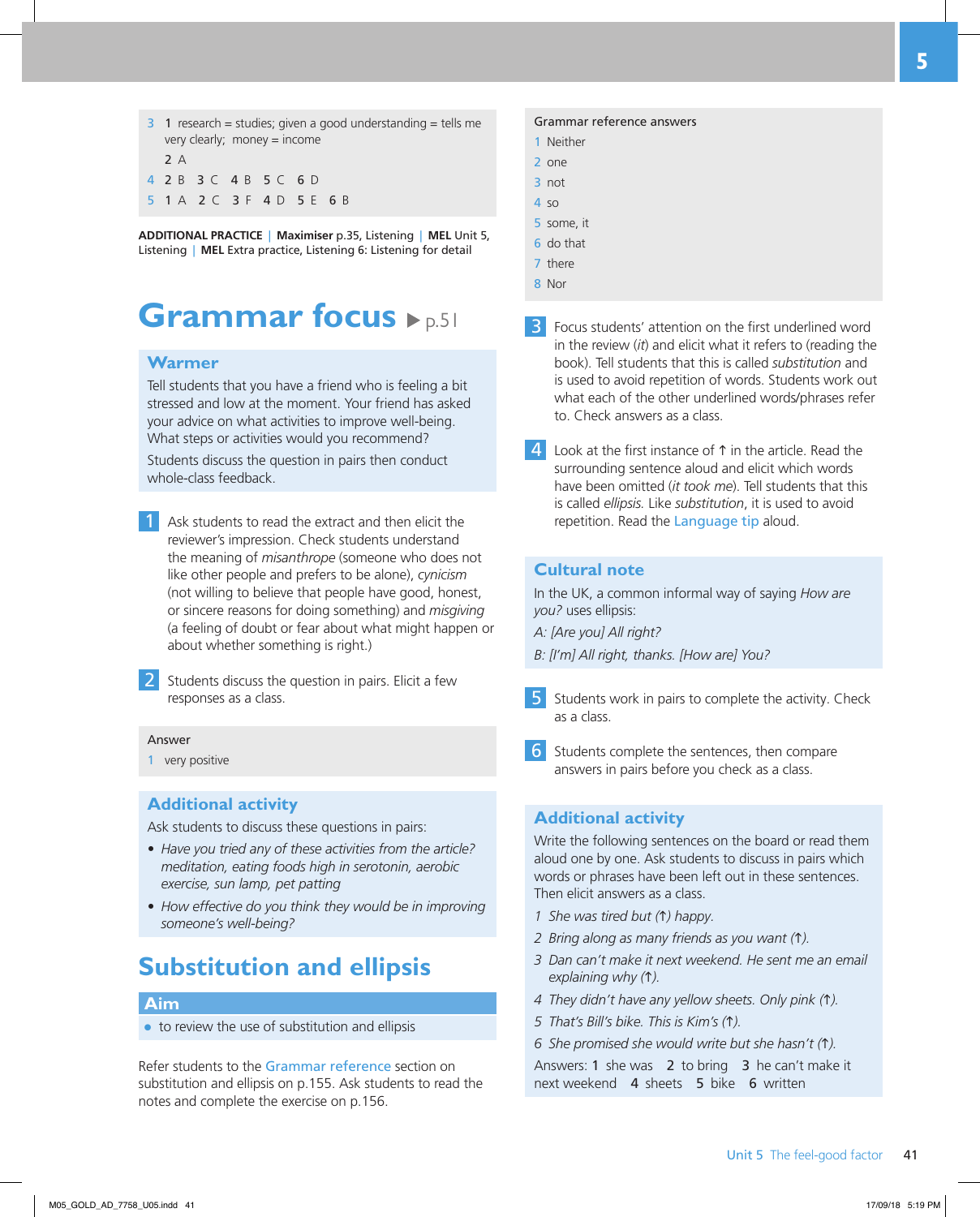3 1 research = studies; given a good understanding = tells me very clearly; money = income

2 A

4 2 B 3 C 4 B 5 C 6 D

5 1 A 2 C 3 F 4 D 5 E 6 B

**ADDITIONAL PRACTICE** | **Maximiser** p.35, Listening | **MEL** Unit 5, Listening | **MEL** Extra practice, Listening 6: Listening for detail

# Grammar focus ▶ p.51

## Warmer

Tell students that you have a friend who is feeling a bit stressed and low at the moment. Your friend has asked your advice on what activities to improve well-being. What steps or activities would you recommend?

Students discuss the question in pairs then conduct whole-class feedback.

**1** Ask students to read the extract and then elicit the reviewer's impression. Check students understand the meaning of *misanthrope* (someone who does not like other people and prefers to be alone), *cynicism* (not willing to believe that people have good, honest, or sincere reasons for doing something) and *misgiving* (a feeling of doubt or fear about what might happen or about whether something is right.)

**2** Students discuss the question in pairs. Elicit a few responses as a class.

Answer

1 very positive

## Additional activity

Ask students to discuss these questions in pairs:

- *Have you tried any of these activities from the article? meditation, eating foods high in serotonin, aerobic exercise, sun lamp, pet patting*
- *How effective do you think they would be in improving someone's well-being?*

# Substitution and ellipsis

## Aim

- to review the use of substitution and ellipsis

Refer students to the Grammar reference section on substitution and ellipsis on p.155. Ask students to read the notes and complete the exercise on p.156.

Grammar reference answers

1 Neither
2 one
3 not
4 so
5 some, it
6 do that
7 there
8 Nor

**3** Focus students' attention on the first underlined word in the review (*it*) and elicit what it refers to (reading the book). Tell students that this is called *substitution* and is used to avoid repetition of words. Students work out what each of the other underlined words/phrases refer to. Check answers as a class.

**4** Look at the first instance of ↑ in the article. Read the surrounding sentence aloud and elicit which words have been omitted (*it took me*). Tell students that this is called *ellipsis*. Like *substitution*, it is used to avoid repetition. Read the Language tip aloud.

## Cultural note

In the UK, a common informal way of saying *How are you?* uses ellipsis:

*A: [Are you] All right?*

*B: [I'm] All right, thanks. [How are] You?*

**5** Students work in pairs to complete the activity. Check as a class.

**6** Students complete the sentences, then compare answers in pairs before you check as a class.

## Additional activity

Write the following sentences on the board or read them aloud one by one. Ask students to discuss in pairs which words or phrases have been left out in these sentences. Then elicit answers as a class.

1 *She was tired but (↑) happy.*
2 *Bring along as many friends as you want (↑).*
3 *Dan can't make it next weekend. He sent me an email explaining why (↑).*
4 *They didn't have any yellow sheets. Only pink (↑).*
5 *That's Bill's bike. This is Kim's (↑).*
6 *She promised she would write but she hasn't (↑).*

Answers: 1 she was 2 to bring 3 he can't make it next weekend 4 sheets 5 bike 6 written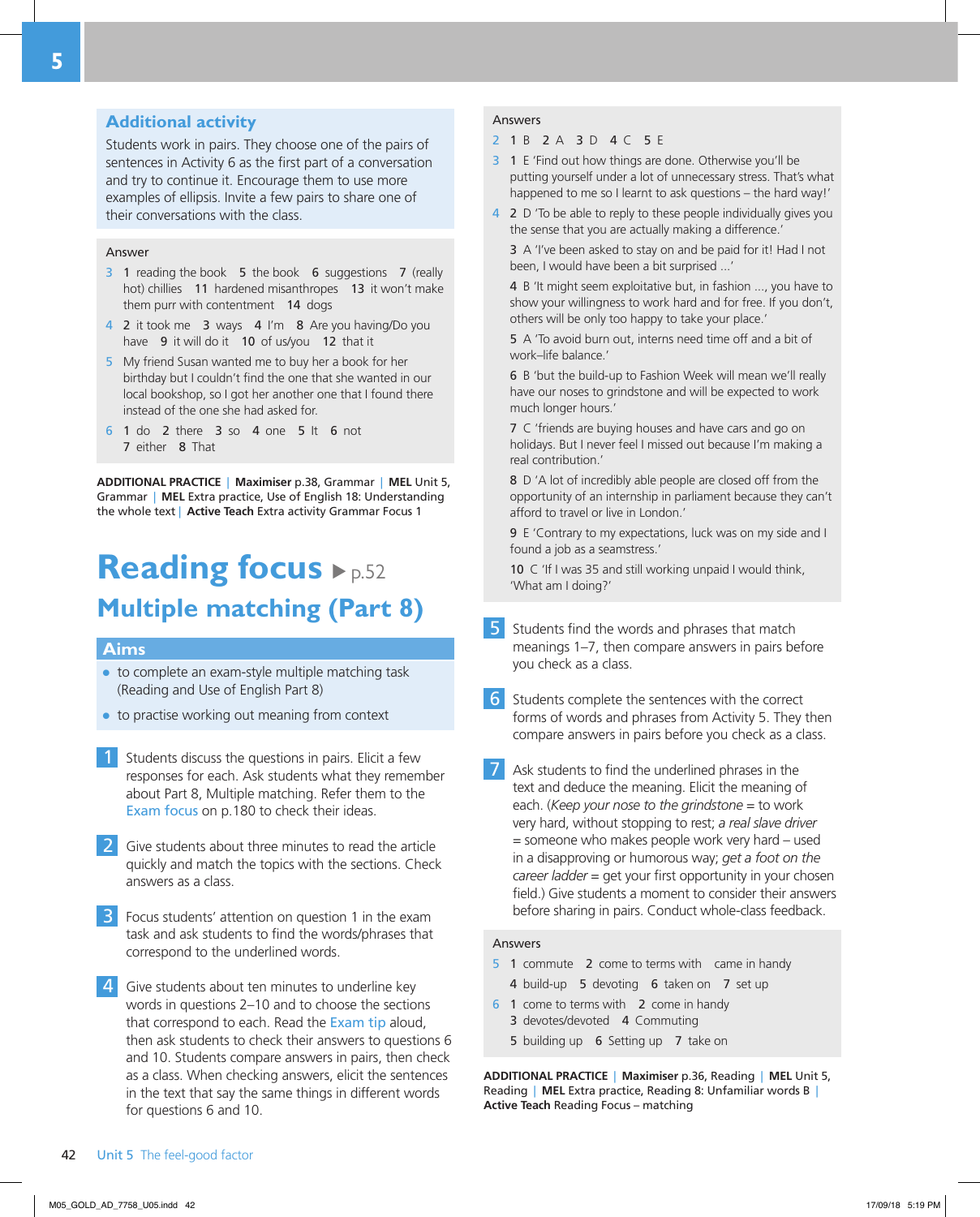## Additional activity

Students work in pairs. They choose one of the pairs of sentences in Activity 6 as the first part of a conversation and try to continue it. Encourage them to use more examples of ellipsis. Invite a few pairs to share one of their conversations with the class.

**Answer**

3 1 reading the book 5 the book 6 suggestions 7 (really hot) chillies 11 hardened misanthropes 13 it won't make them purr with contentment 14 dogs

4 2 it took me 3 ways 4 I'm 8 Are you having/Do you have 9 it will do it 10 of us/you 12 that it

5 My friend Susan wanted me to buy her a book for her birthday but I couldn't find the one that she wanted in our local bookshop, so I got her another one that I found there instead of the one she had asked for.

6 1 do 2 there 3 so 4 one 5 It 6 not 7 either 8 That

**ADDITIONAL PRACTICE** | **Maximiser** p.38, Grammar | **MEL** Unit 5, Grammar | **MEL** Extra practice, Use of English 18: Understanding the whole text | **Active Teach** Extra activity Grammar Focus 1

# Reading focus ▶ p.52

## Multiple matching (Part 8)

### Aims

- to complete an exam-style multiple matching task (Reading and Use of English Part 8)
- to practise working out meaning from context

**1** Students discuss the questions in pairs. Elicit a few responses for each. Ask students what they remember about Part 8, Multiple matching. Refer them to the Exam focus on p.180 to check their ideas.

**2** Give students about three minutes to read the article quickly and match the topics with the sections. Check answers as a class.

**3** Focus students' attention on question 1 in the exam task and ask students to find the words/phrases that correspond to the underlined words.

**4** Give students about ten minutes to underline key words in questions 2–10 and to choose the sections that correspond to each. Read the Exam tip aloud, then ask students to check their answers to questions 6 and 10. Students compare answers in pairs, then check as a class. When checking answers, elicit the sentences in the text that say the same things in different words for questions 6 and 10.

**Answers**

2 1 B 2 A 3 D 4 C 5 E

3 1 E 'Find out how things are done. Otherwise you'll be putting yourself under a lot of unnecessary stress. That's what happened to me so I learnt to ask questions – the hard way!'

4 2 D 'To be able to reply to these people individually gives you the sense that you are actually making a difference.'

3 A 'I've been asked to stay on and be paid for it! Had I not been, I would have been a bit surprised ...'

4 B 'It might seem exploitative but, in fashion ..., you have to show your willingness to work hard and for free. If you don't, others will be only too happy to take your place.'

5 A 'To avoid burn out, interns need time off and a bit of work–life balance.'

6 B 'but the build-up to Fashion Week will mean we'll really have our noses to grindstone and will be expected to work much longer hours.'

7 C 'friends are buying houses and have cars and go on holidays. But I never feel I missed out because I'm making a real contribution.'

8 D 'A lot of incredibly able people are closed off from the opportunity of an internship in parliament because they can't afford to travel or live in London.'

9 E 'Contrary to my expectations, luck was on my side and I found a job as a seamstress.'

10 C 'If I was 35 and still working unpaid I would think, 'What am I doing?'

**5** Students find the words and phrases that match meanings 1–7, then compare answers in pairs before you check as a class.

**6** Students complete the sentences with the correct forms of words and phrases from Activity 5. They then compare answers in pairs before you check as a class.

**7** Ask students to find the underlined phrases in the text and deduce the meaning. Elicit the meaning of each. (*Keep your nose to the grindstone* = to work very hard, without stopping to rest; *a real slave driver* = someone who makes people work very hard – used in a disapproving or humorous way; *get a foot on the career ladder* = get your first opportunity in your chosen field.) Give students a moment to consider their answers before sharing in pairs. Conduct whole-class feedback.

**Answers**

5 1 commute 2 come to terms with came in handy 4 build-up 5 devoting 6 taken on 7 set up

6 1 come to terms with 2 come in handy 3 devotes/devoted 4 Commuting 5 building up 6 Setting up 7 take on

**ADDITIONAL PRACTICE** | **Maximiser** p.36, Reading | **MEL** Unit 5, Reading | **MEL** Extra practice, Reading 8: Unfamiliar words B | **Active Teach** Reading Focus – matching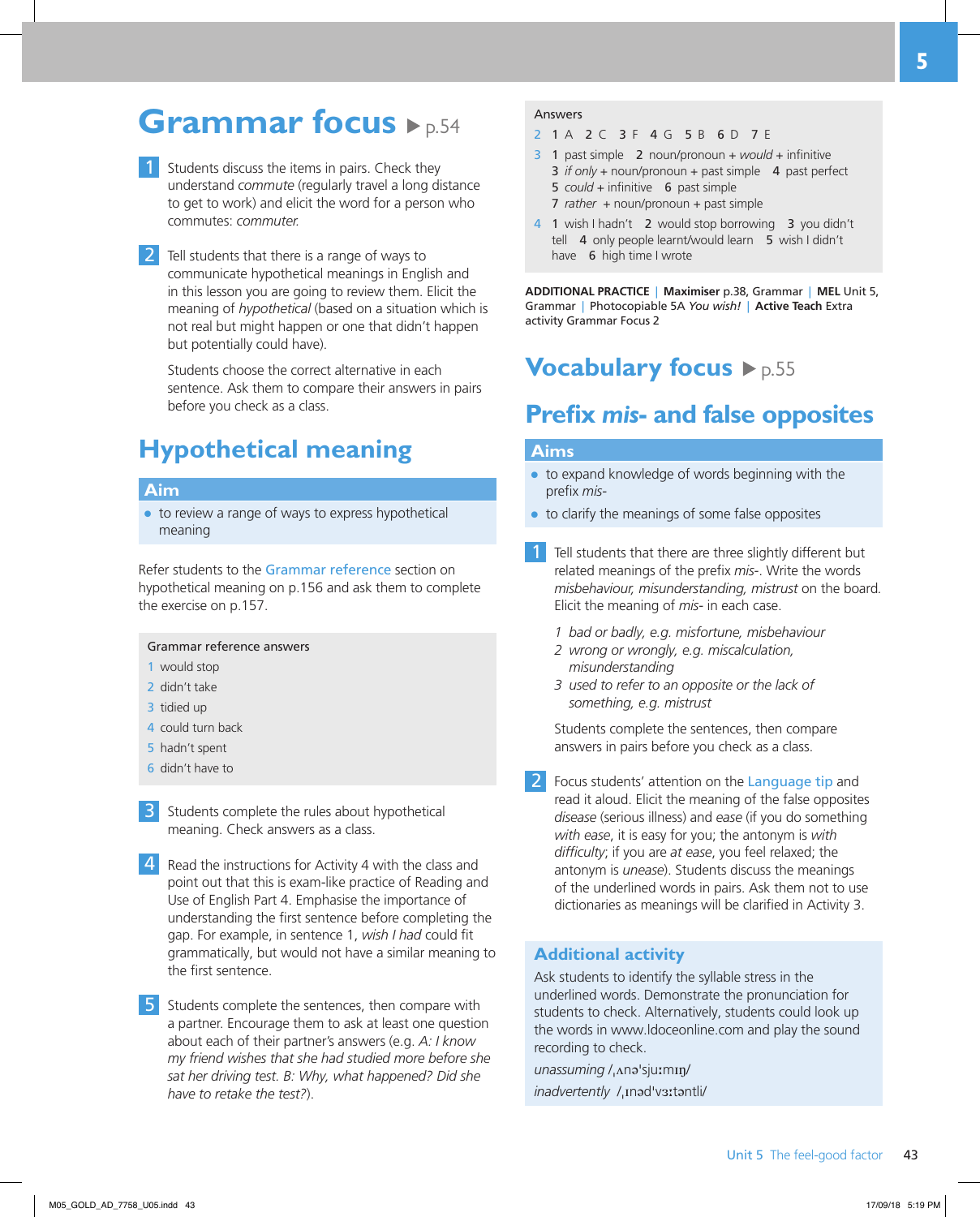# Grammar focus ▶ p.54

**1** Students discuss the items in pairs. Check they understand *commute* (regularly travel a long distance to get to work) and elicit the word for a person who commutes: *commuter.*

**2** Tell students that there is a range of ways to communicate hypothetical meanings in English and in this lesson you are going to review them. Elicit the meaning of *hypothetical* (based on a situation which is not real but might happen or one that didn't happen but potentially could have).

Students choose the correct alternative in each sentence. Ask them to compare their answers in pairs before you check as a class.

## Hypothetical meaning

### Aim

- to review a range of ways to express hypothetical meaning

Refer students to the Grammar reference section on hypothetical meaning on p.156 and ask them to complete the exercise on p.157.

**Grammar reference answers**

1 would stop
2 didn't take
3 tidied up
4 could turn back
5 hadn't spent
6 didn't have to

**3** Students complete the rules about hypothetical meaning. Check answers as a class.

**4** Read the instructions for Activity 4 with the class and point out that this is exam-like practice of Reading and Use of English Part 4. Emphasise the importance of understanding the first sentence before completing the gap. For example, in sentence 1, *wish I had* could fit grammatically, but would not have a similar meaning to the first sentence.

**5** Students complete the sentences, then compare with a partner. Encourage them to ask at least one question about each of their partner's answers (e.g. *A: I know my friend wishes that she had studied more before she sat her driving test. B: Why, what happened? Did she have to retake the test?*).

**Answers**

2 1 A 2 C 3 F 4 G 5 B 6 D 7 E
3 1 past simple 2 noun/pronoun + *would* + infinitive 3 *if only* + noun/pronoun + past simple 4 past perfect 5 *could* + infinitive 6 past simple 7 *rather* + noun/pronoun + past simple
4 1 wish I hadn't 2 would stop borrowing 3 you didn't tell 4 only people learnt/would learn 5 wish I didn't have 6 high time I wrote

**ADDITIONAL PRACTICE** | **Maximiser** p.38, Grammar | **MEL** Unit 5, Grammar | Photocopiable 5A *You wish!* | **Active Teach** Extra activity Grammar Focus 2

# Vocabulary focus ▶ p.55

## Prefix *mis-* and false opposites

### Aims

- to expand knowledge of words beginning with the prefix *mis-*
- to clarify the meanings of some false opposites

**1** Tell students that there are three slightly different but related meanings of the prefix *mis-*. Write the words *misbehaviour, misunderstanding, mistrust* on the board. Elicit the meaning of *mis-* in each case.

*1 bad or badly, e.g. misfortune, misbehaviour*
*2 wrong or wrongly, e.g. miscalculation, misunderstanding*
*3 used to refer to an opposite or the lack of something, e.g. mistrust*

Students complete the sentences, then compare answers in pairs before you check as a class.

**2** Focus students' attention on the Language tip and read it aloud. Elicit the meaning of the false opposites *disease* (serious illness) and *ease* (if you do something *with ease*, it is easy for you; the antonym is *with difficulty*; if you are *at ease*, you feel relaxed; the antonym is *unease*). Students discuss the meanings of the underlined words in pairs. Ask them not to use dictionaries as meanings will be clarified in Activity 3.

### Additional activity

Ask students to identify the syllable stress in the underlined words. Demonstrate the pronunciation for students to check. Alternatively, students could look up the words in www.ldoceonline.com and play the sound recording to check.

*unassuming* /ˌʌnəˈsjuːmɪŋ/
*inadvertently* /ˌɪnədˈvɜːtəntli/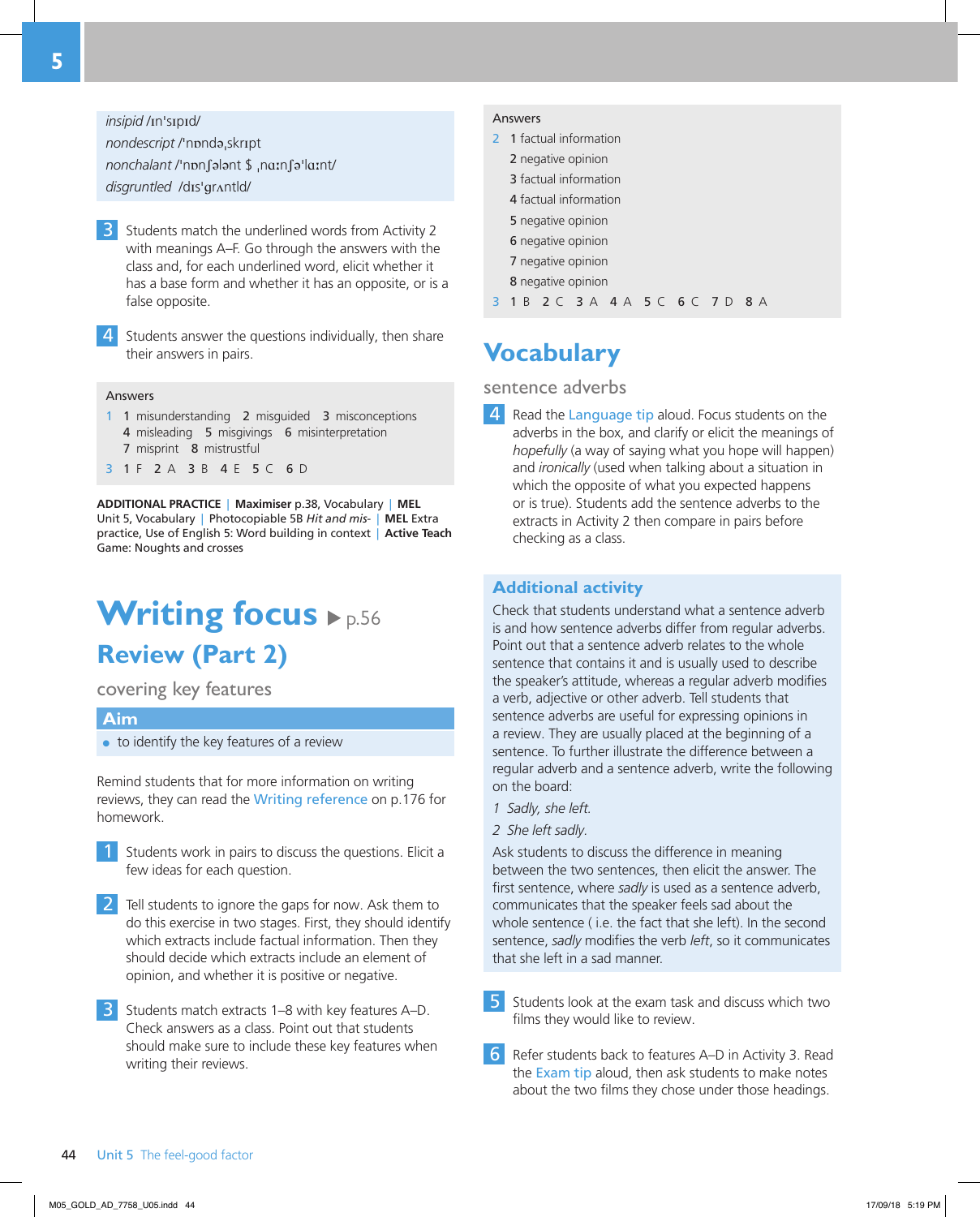*insipid* /ɪnˈsɪpɪd/
*nondescript* /ˈnɒndəˌskrɪpt/
*nonchalant* /ˈnɒnʃələnt $ ˌnɑːnʃəˈlɑːnt/
*disgruntled* /dɪsˈɡrʌntld/

**3** Students match the underlined words from Activity 2 with meanings A–F. Go through the answers with the class and, for each underlined word, elicit whether it has a base form and whether it has an opposite, or is a false opposite.

**4** Students answer the questions individually, then share their answers in pairs.

Answers

1 1 misunderstanding 2 misguided 3 misconceptions 4 misleading 5 misgivings 6 misinterpretation 7 misprint 8 mistrustful

3 1 F 2 A 3 B 4 E 5 C 6 D

**ADDITIONAL PRACTICE** | **Maximiser** p.38, Vocabulary | **MEL** Unit 5, Vocabulary | Photocopiable 5B *Hit and mis-* | **MEL** Extra practice, Use of English 5: Word building in context | **Active Teach** Game: Noughts and crosses

# Writing focus ▶ p.56

## Review (Part 2)

covering key features

### Aim

- to identify the key features of a review

Remind students that for more information on writing reviews, they can read the Writing reference on p.176 for homework.

**1** Students work in pairs to discuss the questions. Elicit a few ideas for each question.

**2** Tell students to ignore the gaps for now. Ask them to do this exercise in two stages. First, they should identify which extracts include factual information. Then they should decide which extracts include an element of opinion, and whether it is positive or negative.

**3** Students match extracts 1–8 with key features A–D. Check answers as a class. Point out that students should make sure to include these key features when writing their reviews.

Answers

2 1 factual information
2 negative opinion
3 factual information
4 factual information
5 negative opinion
6 negative opinion
7 negative opinion
8 negative opinion

3 1 B 2 C 3 A 4 A 5 C 6 C 7 D 8 A

# Vocabulary

sentence adverbs

**4** Read the Language tip aloud. Focus students on the adverbs in the box, and clarify or elicit the meanings of *hopefully* (a way of saying what you hope will happen) and *ironically* (used when talking about a situation in which the opposite of what you expected happens or is true). Students add the sentence adverbs to the extracts in Activity 2 then compare in pairs before checking as a class.

### Additional activity

Check that students understand what a sentence adverb is and how sentence adverbs differ from regular adverbs. Point out that a sentence adverb relates to the whole sentence that contains it and is usually used to describe the speaker's attitude, whereas a regular adverb modifies a verb, adjective or other adverb. Tell students that sentence adverbs are useful for expressing opinions in a review. They are usually placed at the beginning of a sentence. To further illustrate the difference between a regular adverb and a sentence adverb, write the following on the board:

1 *Sadly, she left.*

2 *She left sadly.*

Ask students to discuss the difference in meaning between the two sentences, then elicit the answer. The first sentence, where *sadly* is used as a sentence adverb, communicates that the speaker feels sad about the whole sentence ( i.e. the fact that she left). In the second sentence, *sadly* modifies the verb *left*, so it communicates that she left in a sad manner.

**5** Students look at the exam task and discuss which two films they would like to review.

**6** Refer students back to features A–D in Activity 3. Read the Exam tip aloud, then ask students to make notes about the two films they chose under those headings.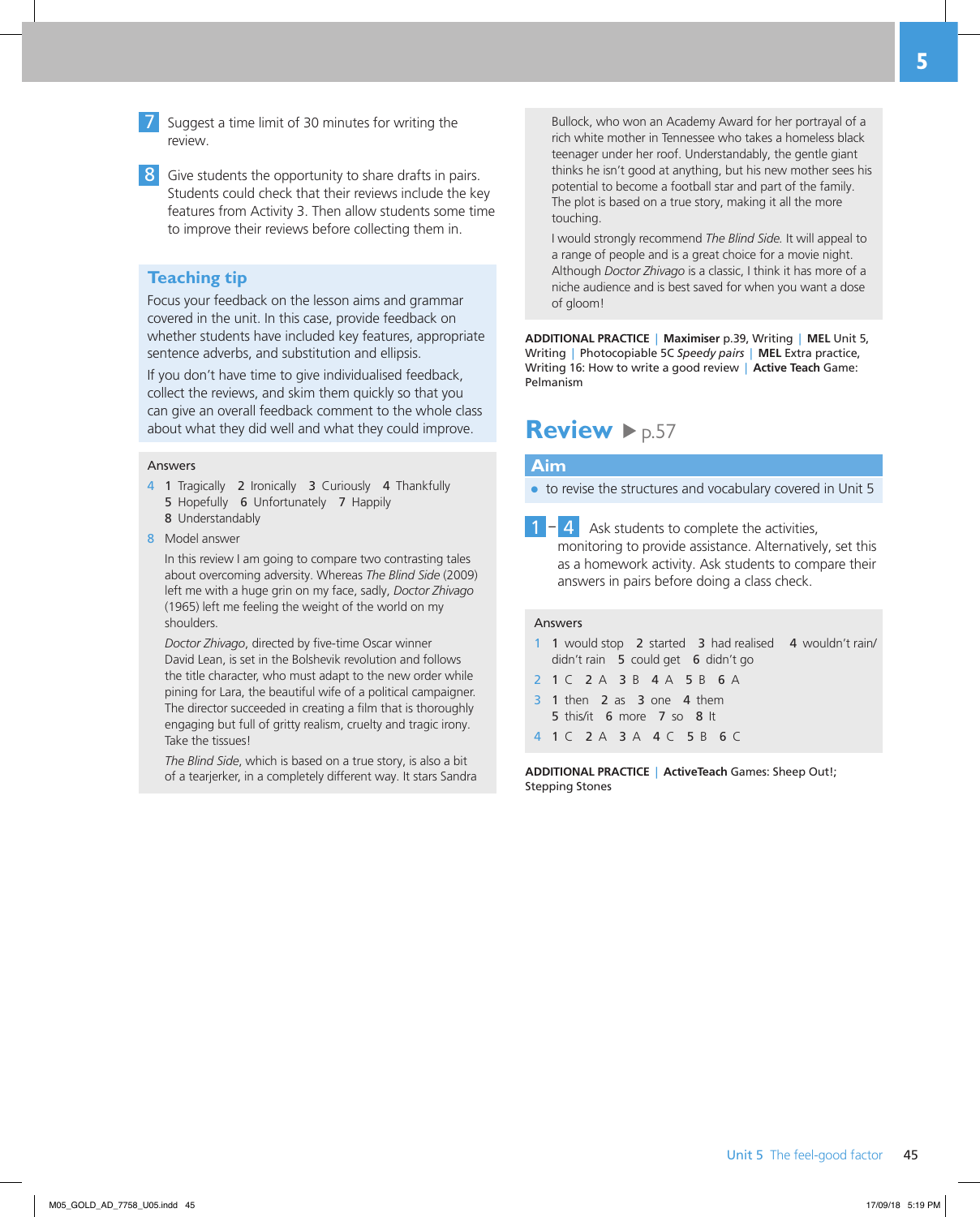**7** Suggest a time limit of 30 minutes for writing the review.

**8** Give students the opportunity to share drafts in pairs. Students could check that their reviews include the key features from Activity 3. Then allow students some time to improve their reviews before collecting them in.

## Teaching tip

Focus your feedback on the lesson aims and grammar covered in the unit. In this case, provide feedback on whether students have included key features, appropriate sentence adverbs, and substitution and ellipsis.

If you don't have time to give individualised feedback, collect the reviews, and skim them quickly so that you can give an overall feedback comment to the whole class about what they did well and what they could improve.

Answers

4 1 Tragically 2 Ironically 3 Curiously 4 Thankfully 5 Hopefully 6 Unfortunately 7 Happily 8 Understandably

8 Model answer

In this review I am going to compare two contrasting tales about overcoming adversity. Whereas *The Blind Side* (2009) left me with a huge grin on my face, sadly, *Doctor Zhivago* (1965) left me feeling the weight of the world on my shoulders.

*Doctor Zhivago*, directed by five-time Oscar winner David Lean, is set in the Bolshevik revolution and follows the title character, who must adapt to the new order while pining for Lara, the beautiful wife of a political campaigner. The director succeeded in creating a film that is thoroughly engaging but full of gritty realism, cruelty and tragic irony. Take the tissues!

*The Blind Side*, which is based on a true story, is also a bit of a tearjerker, in a completely different way. It stars Sandra Bullock, who won an Academy Award for her portrayal of a rich white mother in Tennessee who takes a homeless black teenager under her roof. Understandably, the gentle giant thinks he isn't good at anything, but his new mother sees his potential to become a football star and part of the family. The plot is based on a true story, making it all the more touching.

I would strongly recommend *The Blind Side*. It will appeal to a range of people and is a great choice for a movie night. Although *Doctor Zhivago* is a classic, I think it has more of a niche audience and is best saved for when you want a dose of gloom!

**ADDITIONAL PRACTICE** | **Maximiser** p.39, Writing | **MEL** Unit 5, Writing | Photocopiable 5C *Speedy pairs* | **MEL** Extra practice, Writing 16: How to write a good review | **Active Teach** Game: Pelmanism

## Review ▶ p.57

### Aim

- to revise the structures and vocabulary covered in Unit 5

**1 – 4** Ask students to complete the activities, monitoring to provide assistance. Alternatively, set this as a homework activity. Ask students to compare their answers in pairs before doing a class check.

Answers

1 1 would stop 2 started 3 had realised 4 wouldn't rain/didn't rain 5 could get 6 didn't go

2 1 C 2 A 3 B 4 A 5 B 6 A

3 1 then 2 as 3 one 4 them 5 this/it 6 more 7 so 8 It

4 1 C 2 A 3 A 4 C 5 B 6 C

**ADDITIONAL PRACTICE** | **ActiveTeach** Games: Sheep Out!; Stepping Stones